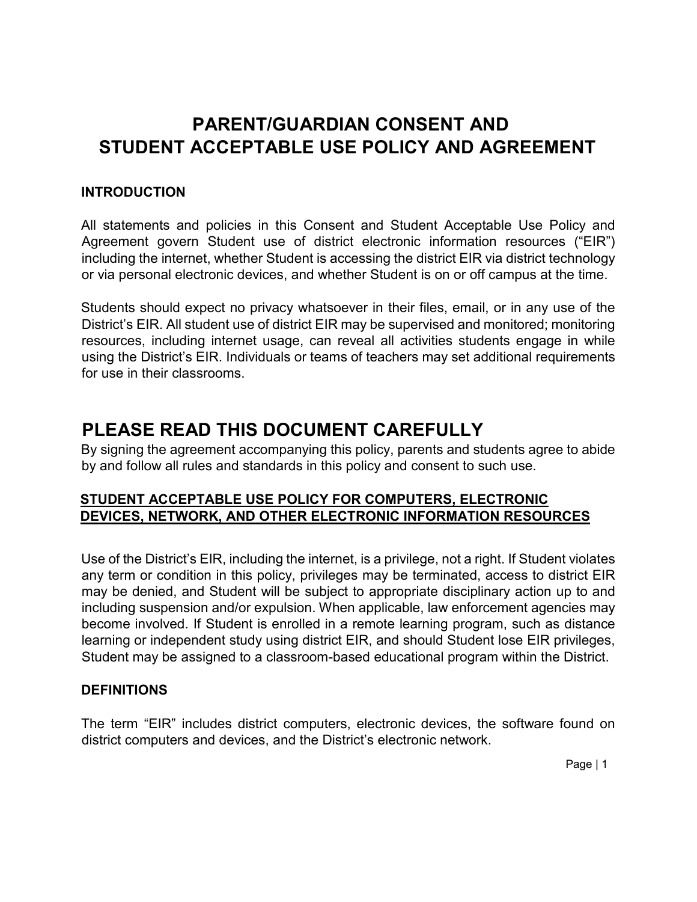# PARENT/GUARDIAN CONSENT AND STUDENT ACCEPTABLE USE POLICY AND AGREEMENT

### INTRODUCTION

All statements and policies in this Consent and Student Acceptable Use Policy and Agreement govern Student use of district electronic information resources ("EIR") including the internet, whether Student is accessing the district EIR via district technology or via personal electronic devices, and whether Student is on or off campus at the time.

Students should expect no privacy whatsoever in their files, email, or in any use of the District's EIR. All student use of district EIR may be supervised and monitored; monitoring resources, including internet usage, can reveal all activities students engage in while using the District's EIR. Individuals or teams of teachers may set additional requirements for use in their classrooms.

## PLEASE READ THIS DOCUMENT CAREFULLY

By signing the agreement accompanying this policy, parents and students agree to abide by and follow all rules and standards in this policy and consent to such use.

### STUDENT ACCEPTABLE USE POLICY FOR COMPUTERS, ELECTRONIC DEVICES, NETWORK, AND OTHER ELECTRONIC INFORMATION RESOURCES

Use of the District's EIR, including the internet, is a privilege, not a right. If Student violates any term or condition in this policy, privileges may be terminated, access to district EIR may be denied, and Student will be subject to appropriate disciplinary action up to and including suspension and/or expulsion. When applicable, law enforcement agencies may become involved. If Student is enrolled in a remote learning program, such as distance learning or independent study using district EIR, and should Student lose EIR privileges, Student may be assigned to a classroom-based educational program within the District.

### DEFINITIONS

The term "EIR" includes district computers, electronic devices, the software found on district computers and devices, and the District's electronic network.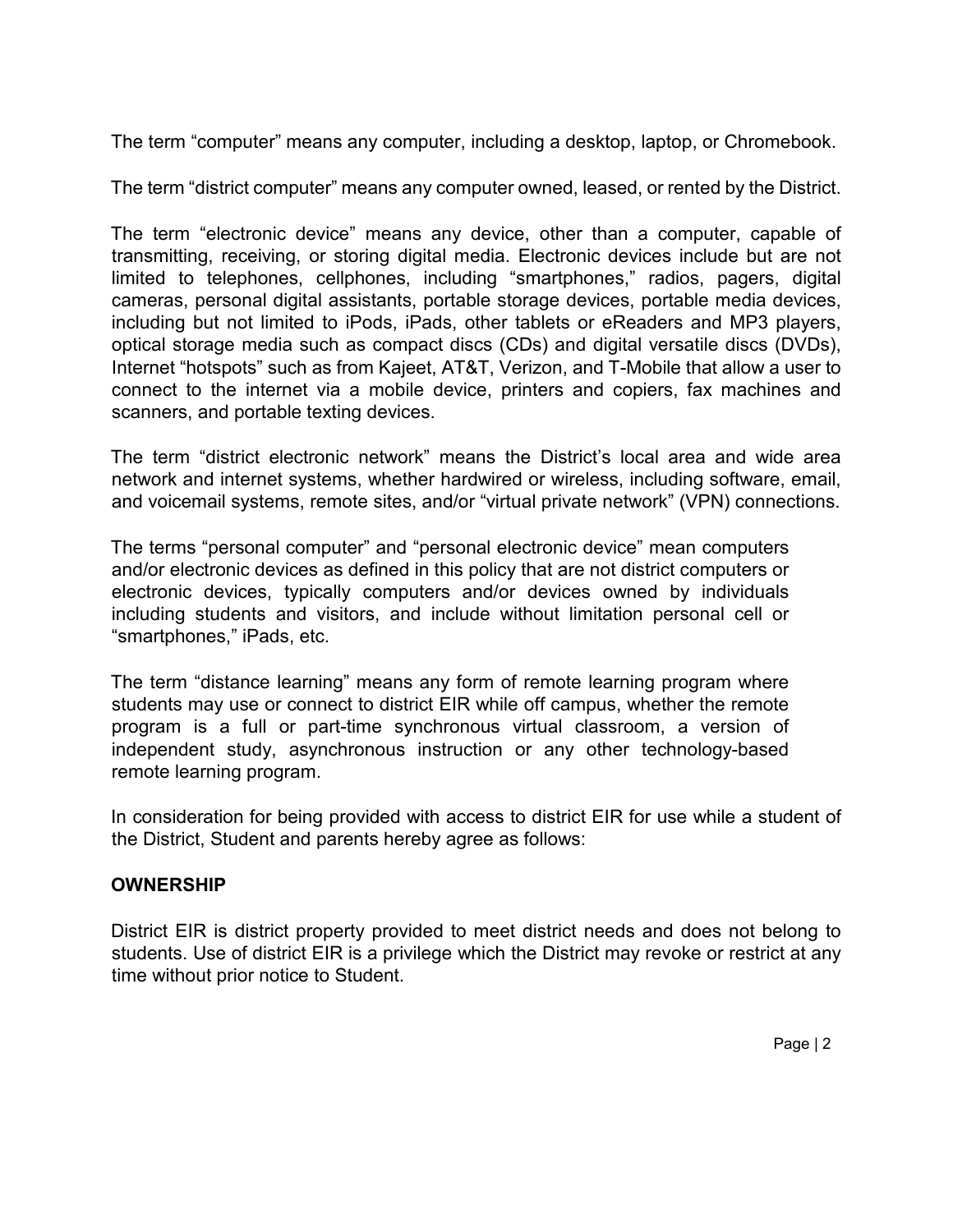The term "computer" means any computer, including a desktop, laptop, or Chromebook.

The term "district computer" means any computer owned, leased, or rented by the District.

The term "electronic device" means any device, other than a computer, capable of transmitting, receiving, or storing digital media. Electronic devices include but are not limited to telephones, cellphones, including "smartphones," radios, pagers, digital cameras, personal digital assistants, portable storage devices, portable media devices, including but not limited to iPods, iPads, other tablets or eReaders and MP3 players, optical storage media such as compact discs (CDs) and digital versatile discs (DVDs), Internet "hotspots" such as from Kajeet, AT&T, Verizon, and T-Mobile that allow a user to connect to the internet via a mobile device, printers and copiers, fax machines and scanners, and portable texting devices.

The term "district electronic network" means the District's local area and wide area network and internet systems, whether hardwired or wireless, including software, email, and voicemail systems, remote sites, and/or "virtual private network" (VPN) connections.

The terms "personal computer" and "personal electronic device" mean computers and/or electronic devices as defined in this policy that are not district computers or electronic devices, typically computers and/or devices owned by individuals including students and visitors, and include without limitation personal cell or "smartphones," iPads, etc.

The term "distance learning" means any form of remote learning program where students may use or connect to district EIR while off campus, whether the remote program is a full or part-time synchronous virtual classroom, a version of independent study, asynchronous instruction or any other technology-based remote learning program.

In consideration for being provided with access to district EIR for use while a student of the District, Student and parents hereby agree as follows:

**OWNERSHIP**

District EIR is district property provided to meet district needs and does not belong to students. Use of district EIR is a privilege which the District may revoke or restrict at any time without prior notice to Student.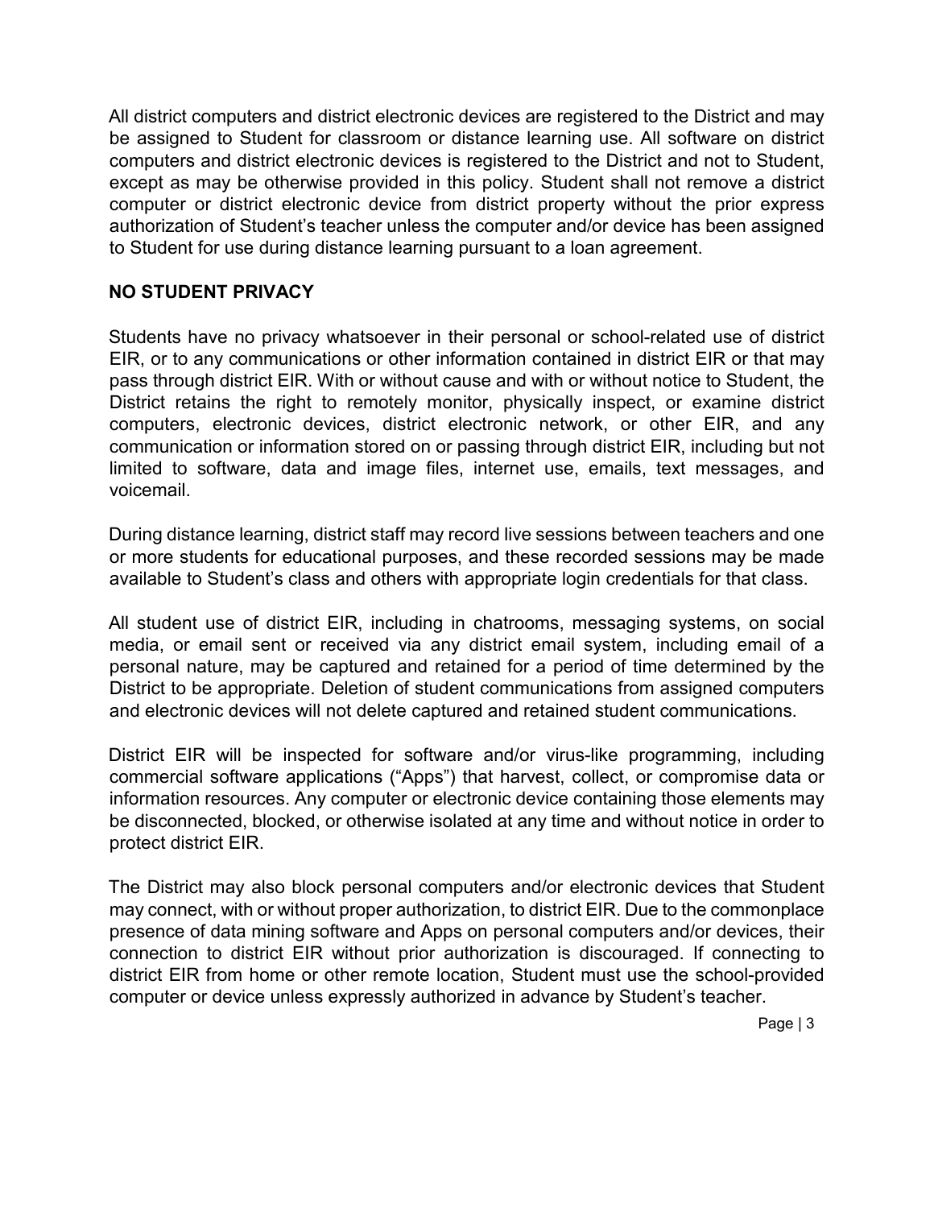All district computers and district electronic devices are registered to the District and may be assigned to Student for classroom or distance learning use. All software on district computers and district electronic devices is registered to the District and not to Student, except as may be otherwise provided in this policy. Student shall not remove a district computer or district electronic device from district property without the prior express authorization of Student's teacher unless the computer and/or device has been assigned to Student for use during distance learning pursuant to a loan agreement.

## NO STUDENT PRIVACY

Students have no privacy whatsoever in their personal or school-related use of district EIR, or to any communications or other information contained in district EIR or that may pass through district EIR. With or without cause and with or without notice to Student, the District retains the right to remotely monitor, physically inspect, or examine district computers, electronic devices, district electronic network, or other EIR, and any communication or information stored on or passing through district EIR, including but not limited to software, data and image files, internet use, emails, text messages, and voicemail.

During distance learning, district staff may record live sessions between teachers and one or more students for educational purposes, and these recorded sessions may be made available to Student's class and others with appropriate login credentials for that class.

All student use of district EIR, including in chatrooms, messaging systems, on social media, or email sent or received via any district email system, including email of a personal nature, may be captured and retained for a period of time determined by the District to be appropriate. Deletion of student communications from assigned computers and electronic devices will not delete captured and retained student communications.

District EIR will be inspected for software and/or virus-like programming, including commercial software applications ("Apps") that harvest, collect, or compromise data or information resources. Any computer or electronic device containing those elements may be disconnected, blocked, or otherwise isolated at any time and without notice in order to protect district EIR.

The District may also block personal computers and/or electronic devices that Student may connect, with or without proper authorization, to district EIR. Due to the commonplace presence of data mining software and Apps on personal computers and/or devices, their connection to district EIR without prior authorization is discouraged. If connecting to district EIR from home or other remote location, Student must use the school-provided computer or device unless expressly authorized in advance by Student's teacher.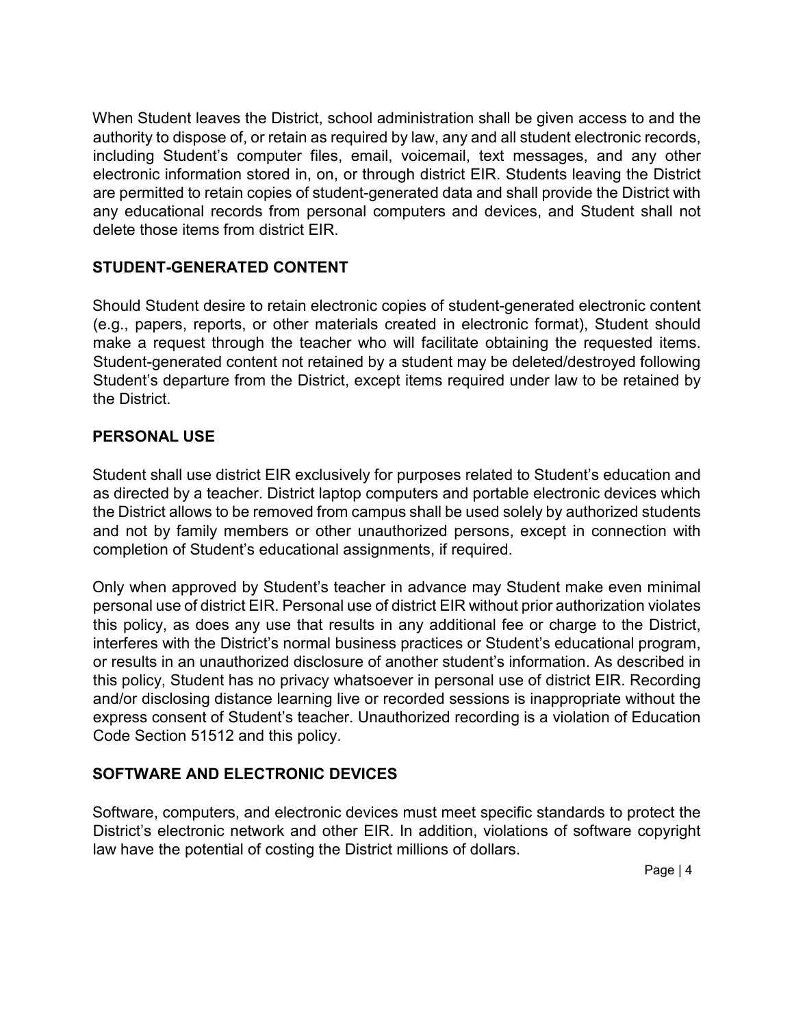When Student leaves the District, school administration shall be given access to and the authority to dispose of, or retain as required by law, any and all student electronic records, including Student's computer files, email, voicemail, text messages, and any other electronic information stored in, on, or through district EIR. Students leaving the District are permitted to retain copies of student-generated data and shall provide the District with any educational records from personal computers and devices, and Student shall not delete those items from district EIR.

## STUDENT-GENERATED CONTENT

Should Student desire to retain electronic copies of student-generated electronic content (e.g., papers, reports, or other materials created in electronic format), Student should make a request through the teacher who will facilitate obtaining the requested items. Student-generated content not retained by a student may be deleted/destroyed following Student's departure from the District, except items required under law to be retained by the District.

## PERSONAL USE

Student shall use district EIR exclusively for purposes related to Student's education and as directed by a teacher. District laptop computers and portable electronic devices which the District allows to be removed from campus shall be used solely by authorized students and not by family members or other unauthorized persons, except in connection with completion of Student's educational assignments, if required.

Only when approved by Student's teacher in advance may Student make even minimal personal use of district EIR. Personal use of district EIR without prior authorization violates this policy, as does any use that results in any additional fee or charge to the District, interferes with the District's normal business practices or Student's educational program, or results in an unauthorized disclosure of another student's information. As described in this policy, Student has no privacy whatsoever in personal use of district EIR. Recording and/or disclosing distance learning live or recorded sessions is inappropriate without the express consent of Student's teacher. Unauthorized recording is a violation of Education Code Section 51512 and this policy.

## SOFTWARE AND ELECTRONIC DEVICES

Software, computers, and electronic devices must meet specific standards to protect the District's electronic network and other EIR. In addition, violations of software copyright law have the potential of costing the District millions of dollars.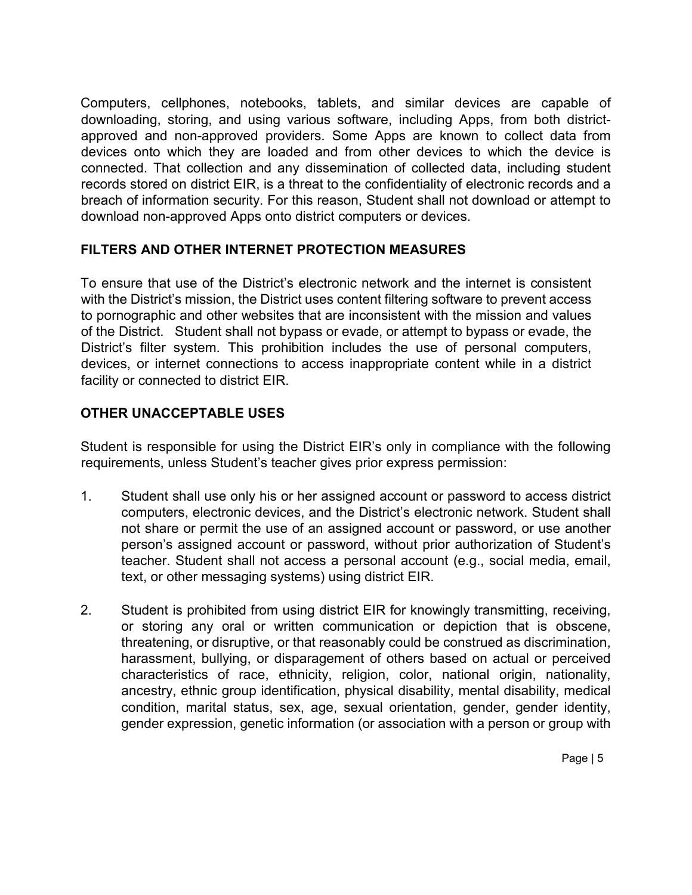Computers, cellphones, notebooks, tablets, and similar devices are capable of downloading, storing, and using various software, including Apps, from both district-approved and non-approved providers. Some Apps are known to collect data from devices onto which they are loaded and from other devices to which the device is connected. That collection and any dissemination of collected data, including student records stored on district EIR, is a threat to the confidentiality of electronic records and a breach of information security. For this reason, Student shall not download or attempt to download non-approved Apps onto district computers or devices.

## FILTERS AND OTHER INTERNET PROTECTION MEASURES

To ensure that use of the District's electronic network and the internet is consistent with the District's mission, the District uses content filtering software to prevent access to pornographic and other websites that are inconsistent with the mission and values of the District. Student shall not bypass or evade, or attempt to bypass or evade, the District's filter system. This prohibition includes the use of personal computers, devices, or internet connections to access inappropriate content while in a district facility or connected to district EIR.

## OTHER UNACCEPTABLE USES

Student is responsible for using the District EIR's only in compliance with the following requirements, unless Student's teacher gives prior express permission:

1. Student shall use only his or her assigned account or password to access district computers, electronic devices, and the District's electronic network. Student shall not share or permit the use of an assigned account or password, or use another person's assigned account or password, without prior authorization of Student's teacher. Student shall not access a personal account (e.g., social media, email, text, or other messaging systems) using district EIR.

2. Student is prohibited from using district EIR for knowingly transmitting, receiving, or storing any oral or written communication or depiction that is obscene, threatening, or disruptive, or that reasonably could be construed as discrimination, harassment, bullying, or disparagement of others based on actual or perceived characteristics of race, ethnicity, religion, color, national origin, nationality, ancestry, ethnic group identification, physical disability, mental disability, medical condition, marital status, sex, age, sexual orientation, gender, gender identity, gender expression, genetic information (or association with a person or group with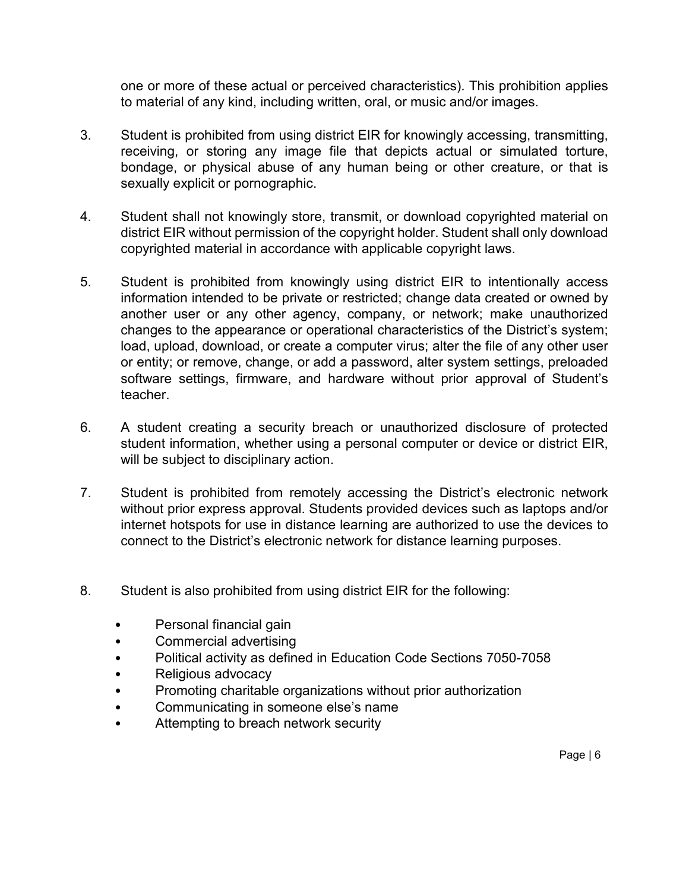one or more of these actual or perceived characteristics). This prohibition applies to material of any kind, including written, oral, or music and/or images.

3. Student is prohibited from using district EIR for knowingly accessing, transmitting, receiving, or storing any image file that depicts actual or simulated torture, bondage, or physical abuse of any human being or other creature, or that is sexually explicit or pornographic.

4. Student shall not knowingly store, transmit, or download copyrighted material on district EIR without permission of the copyright holder. Student shall only download copyrighted material in accordance with applicable copyright laws.

5. Student is prohibited from knowingly using district EIR to intentionally access information intended to be private or restricted; change data created or owned by another user or any other agency, company, or network; make unauthorized changes to the appearance or operational characteristics of the District's system; load, upload, download, or create a computer virus; alter the file of any other user or entity; or remove, change, or add a password, alter system settings, preloaded software settings, firmware, and hardware without prior approval of Student's teacher.

6. A student creating a security breach or unauthorized disclosure of protected student information, whether using a personal computer or device or district EIR, will be subject to disciplinary action.

7. Student is prohibited from remotely accessing the District's electronic network without prior express approval. Students provided devices such as laptops and/or internet hotspots for use in distance learning are authorized to use the devices to connect to the District's electronic network for distance learning purposes.

8. Student is also prohibited from using district EIR for the following:

   - Personal financial gain
   - Commercial advertising
   - Political activity as defined in Education Code Sections 7050-7058
   - Religious advocacy
   - Promoting charitable organizations without prior authorization
   - Communicating in someone else's name
   - Attempting to breach network security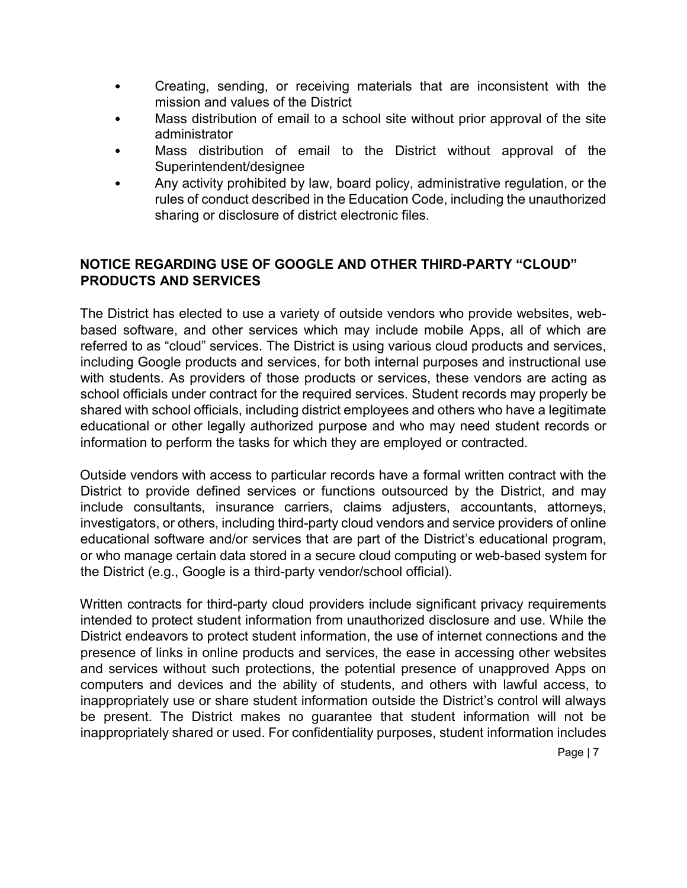- Creating, sending, or receiving materials that are inconsistent with the mission and values of the District
- Mass distribution of email to a school site without prior approval of the site administrator
- Mass distribution of email to the District without approval of the Superintendent/designee
- Any activity prohibited by law, board policy, administrative regulation, or the rules of conduct described in the Education Code, including the unauthorized sharing or disclosure of district electronic files.

## NOTICE REGARDING USE OF GOOGLE AND OTHER THIRD-PARTY "CLOUD" PRODUCTS AND SERVICES

The District has elected to use a variety of outside vendors who provide websites, web-based software, and other services which may include mobile Apps, all of which are referred to as "cloud" services. The District is using various cloud products and services, including Google products and services, for both internal purposes and instructional use with students. As providers of those products or services, these vendors are acting as school officials under contract for the required services. Student records may properly be shared with school officials, including district employees and others who have a legitimate educational or other legally authorized purpose and who may need student records or information to perform the tasks for which they are employed or contracted.

Outside vendors with access to particular records have a formal written contract with the District to provide defined services or functions outsourced by the District, and may include consultants, insurance carriers, claims adjusters, accountants, attorneys, investigators, or others, including third-party cloud vendors and service providers of online educational software and/or services that are part of the District's educational program, or who manage certain data stored in a secure cloud computing or web-based system for the District (e.g., Google is a third-party vendor/school official).

Written contracts for third-party cloud providers include significant privacy requirements intended to protect student information from unauthorized disclosure and use. While the District endeavors to protect student information, the use of internet connections and the presence of links in online products and services, the ease in accessing other websites and services without such protections, the potential presence of unapproved Apps on computers and devices and the ability of students, and others with lawful access, to inappropriately use or share student information outside the District's control will always be present. The District makes no guarantee that student information will not be inappropriately shared or used. For confidentiality purposes, student information includes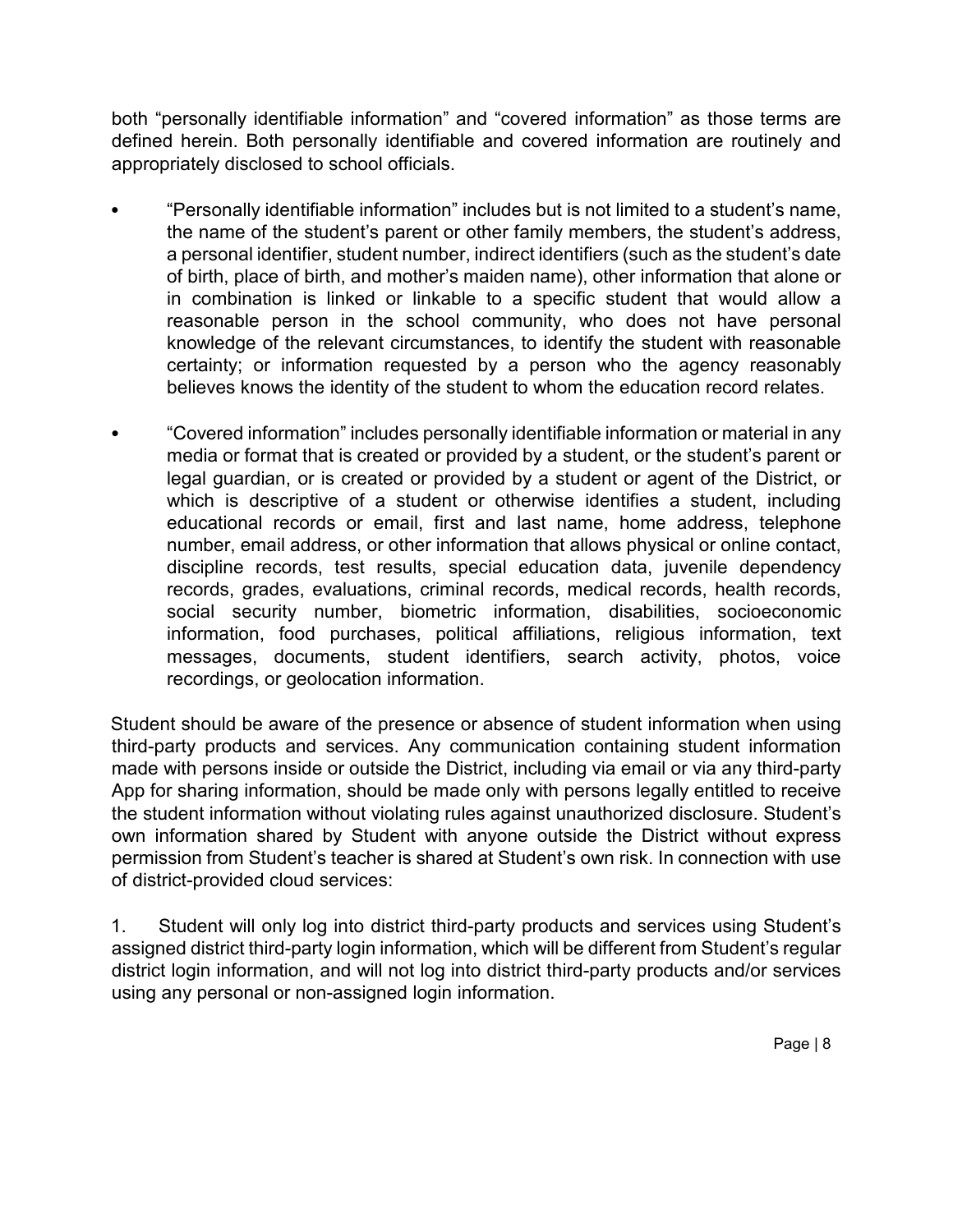both "personally identifiable information" and "covered information" as those terms are defined herein. Both personally identifiable and covered information are routinely and appropriately disclosed to school officials.

- "Personally identifiable information" includes but is not limited to a student's name, the name of the student's parent or other family members, the student's address, a personal identifier, student number, indirect identifiers (such as the student's date of birth, place of birth, and mother's maiden name), other information that alone or in combination is linked or linkable to a specific student that would allow a reasonable person in the school community, who does not have personal knowledge of the relevant circumstances, to identify the student with reasonable certainty; or information requested by a person who the agency reasonably believes knows the identity of the student to whom the education record relates.

- "Covered information" includes personally identifiable information or material in any media or format that is created or provided by a student, or the student's parent or legal guardian, or is created or provided by a student or agent of the District, or which is descriptive of a student or otherwise identifies a student, including educational records or email, first and last name, home address, telephone number, email address, or other information that allows physical or online contact, discipline records, test results, special education data, juvenile dependency records, grades, evaluations, criminal records, medical records, health records, social security number, biometric information, disabilities, socioeconomic information, food purchases, political affiliations, religious information, text messages, documents, student identifiers, search activity, photos, voice recordings, or geolocation information.

Student should be aware of the presence or absence of student information when using third-party products and services. Any communication containing student information made with persons inside or outside the District, including via email or via any third-party App for sharing information, should be made only with persons legally entitled to receive the student information without violating rules against unauthorized disclosure. Student's own information shared by Student with anyone outside the District without express permission from Student's teacher is shared at Student's own risk. In connection with use of district-provided cloud services:

1. Student will only log into district third-party products and services using Student's assigned district third-party login information, which will be different from Student's regular district login information, and will not log into district third-party products and/or services using any personal or non-assigned login information.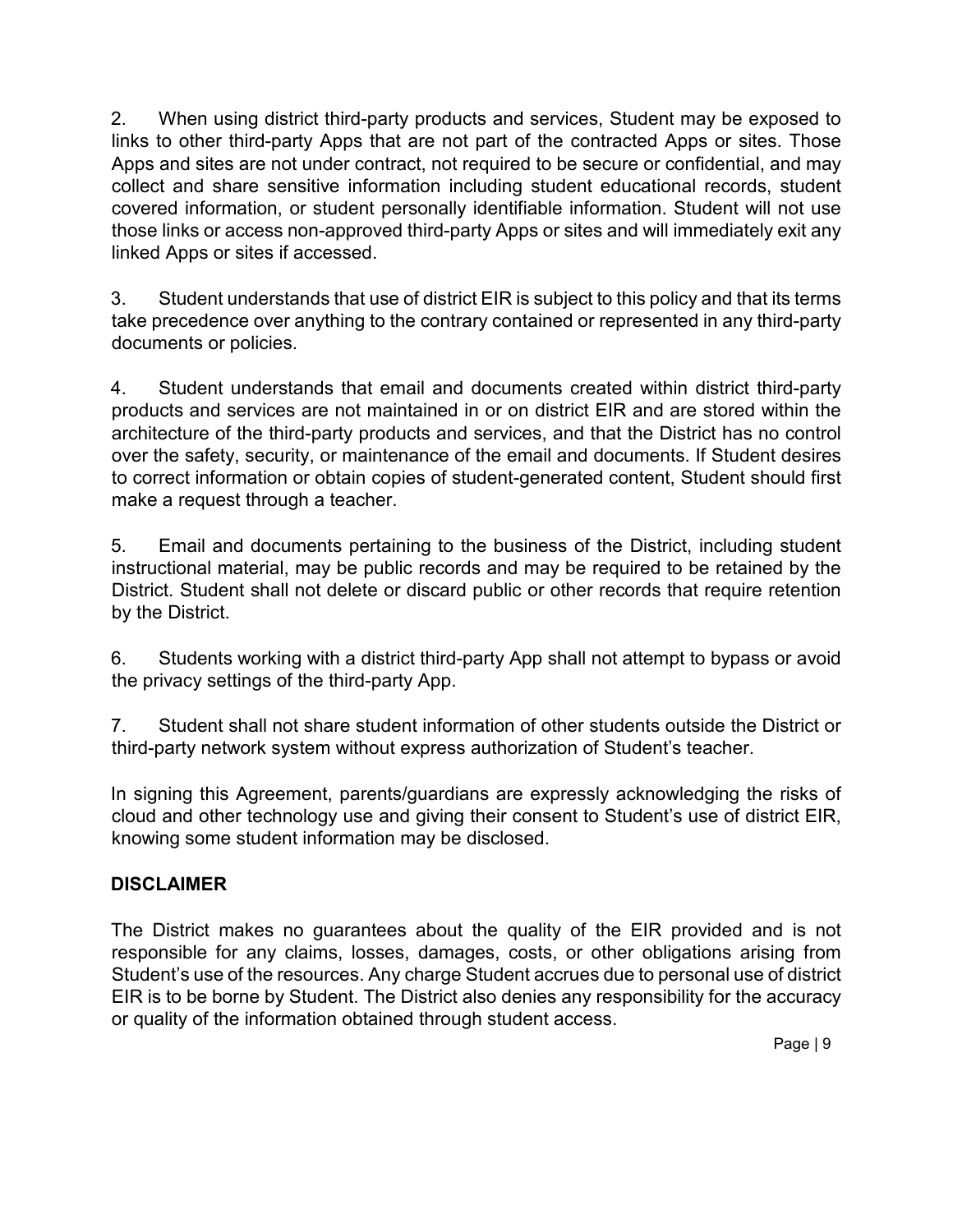2. When using district third-party products and services, Student may be exposed to links to other third-party Apps that are not part of the contracted Apps or sites. Those Apps and sites are not under contract, not required to be secure or confidential, and may collect and share sensitive information including student educational records, student covered information, or student personally identifiable information. Student will not use those links or access non-approved third-party Apps or sites and will immediately exit any linked Apps or sites if accessed.

3. Student understands that use of district EIR is subject to this policy and that its terms take precedence over anything to the contrary contained or represented in any third-party documents or policies.

4. Student understands that email and documents created within district third-party products and services are not maintained in or on district EIR and are stored within the architecture of the third-party products and services, and that the District has no control over the safety, security, or maintenance of the email and documents. If Student desires to correct information or obtain copies of student-generated content, Student should first make a request through a teacher.

5. Email and documents pertaining to the business of the District, including student instructional material, may be public records and may be required to be retained by the District. Student shall not delete or discard public or other records that require retention by the District.

6. Students working with a district third-party App shall not attempt to bypass or avoid the privacy settings of the third-party App.

7. Student shall not share student information of other students outside the District or third-party network system without express authorization of Student's teacher.

In signing this Agreement, parents/guardians are expressly acknowledging the risks of cloud and other technology use and giving their consent to Student's use of district EIR, knowing some student information may be disclosed.

## DISCLAIMER

The District makes no guarantees about the quality of the EIR provided and is not responsible for any claims, losses, damages, costs, or other obligations arising from Student's use of the resources. Any charge Student accrues due to personal use of district EIR is to be borne by Student. The District also denies any responsibility for the accuracy or quality of the information obtained through student access.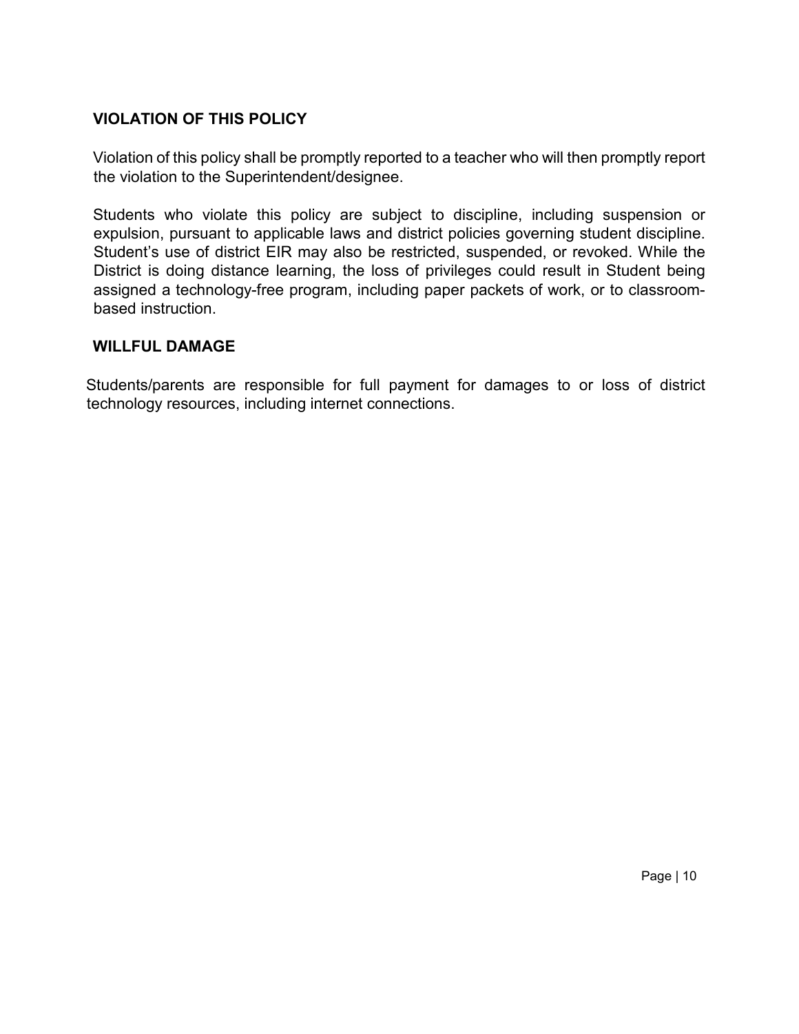## VIOLATION OF THIS POLICY

Violation of this policy shall be promptly reported to a teacher who will then promptly report the violation to the Superintendent/designee.

Students who violate this policy are subject to discipline, including suspension or expulsion, pursuant to applicable laws and district policies governing student discipline. Student's use of district EIR may also be restricted, suspended, or revoked. While the District is doing distance learning, the loss of privileges could result in Student being assigned a technology-free program, including paper packets of work, or to classroom-based instruction.

## WILLFUL DAMAGE

Students/parents are responsible for full payment for damages to or loss of district technology resources, including internet connections.